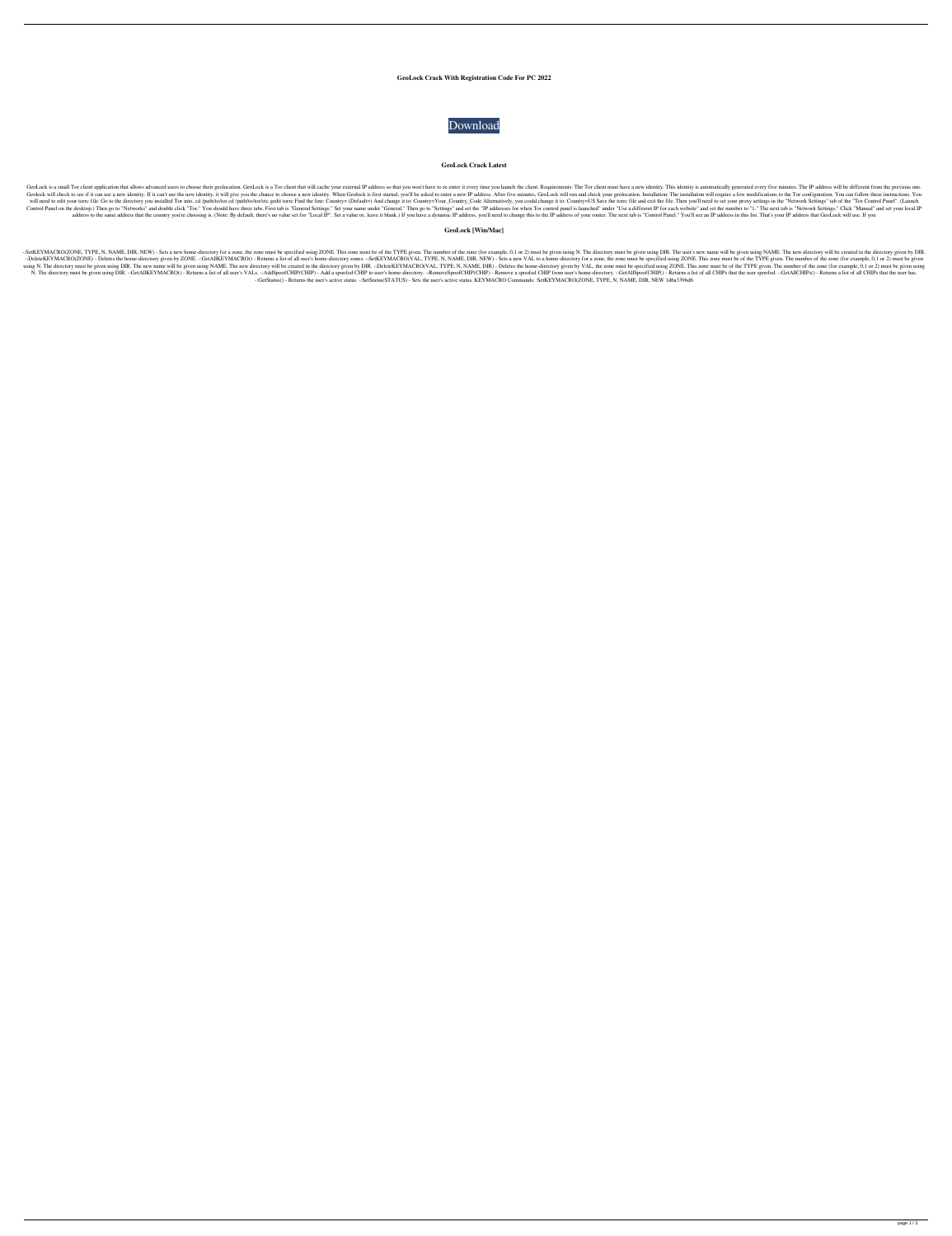**GeoLock Crack With Registration Code For PC 2022**

Download

**GeoLock Crack Latest**

GeoLock is a small Tor client application that allows advanced users to choose their geolocation. GeoLock is a Tor client that will cache your external IP address so that you won't have to re-enter it every time you launch the client. Requirements: The Tor client must have a new identity. This identity is automatically generated every five minutes. The IP address will be different from the previous one. Geolock will check to see if it can use a new identity. If it can't use the new identity, it will give you the chance to choose a new identity. When Geolock is first started, you'll be asked to enter a new IP address. After five minutes, GeoLock will run and check your geolocation. Installation: The installation will require a few modifications to the Tor configuration. You can follow these instructions. You will need to edit your torrc file. Go to the directory you installed Tor into. cd /path/to/tor cd /path/to/tor/etc gedit torrc Find the line: Country= (Default=) And change it to: Country=Your_Country_Code Alternatively, you could change it to: Country=US Save the torrc file and exit the file. Then you'll need to set your proxy settings in the "Network Settings" tab of the "Tor Control Panel". (Launch Control Panel on the desktop.) Then go to "Networks" and double click "Tor." You should have three tabs. First tab is "General Settings." Set your name under "General." Then go to "Settings" and set the "IP addresses for when Tor control panel is launched" under "Use a different IP for each website" and set the number to "1." The next tab is "Network Settings." Click "Manual" and set your local IP address to the same address that the country you're choosing is. (Note: By default, there's no value set for "Local IP". Set a value or, leave it blank.) If you have a dynamic IP address, you'll need to change this to the IP address of your router. The next tab is "Control Panel." You'll see an IP address in this list. That's your IP address that GeoLock will use. If you

**GeoLock [Win/Mac]**

-:SetKEYMACRO(ZONE, TYPE, N, NAME, DIR, NEW) - Sets a new home-directory for a zone, the zone must be specified using ZONE. This zone must be of the TYPE given. The number of the zone (for example, 0,1 or 2) must be given using N. The directory must be given using DIR. The user's new name will be given using NAME. The new directory will be created in the directory given by DIR. -:DeleteKEYMACRO(ZONE) - Deletes the home-directory given by ZONE. -:GetAllKEYMACRO() - Returns a list of all user's home-directory zones. -:SetKEYMACRO(VAL, TYPE, N, NAME, DIR, NEW) - Sets a new VAL to a home-directory for a zone, the zone must be specified using ZONE. This zone must be of the TYPE given. The number of the zone (for example, 0,1 or 2) must be given using N. The directory must be given using DIR. The new name will be given using NAME. The new directory will be created in the directory given by DIR. -:DeleteKEYMACRO(VAL, TYPE, N, NAME, DIR) - Deletes the home-directory given by VAL, the zone must be specified using ZONE. This zone must be of the TYPE given. The number of the zone (for example, 0,1 or 2) must be given using N. The directory must be given using DIR. -:GetAllKEYMACRO() - Returns a list of all user's VALs. -:AddSpoofCHIP(CHIP) - Add a spoofed CHIP to user's home-directory. -:RemoveSpoofCHIP(CHIP) - Remove a spoofed CHIP from user's home-directory. -:GetAllSpoofCHIP() - Returns a list of all CHIPs that the user spoofed. -:GetAllCHIPs() - Returns a list of all CHIPs that the user has. -:GetStatus() - Returns the user's active status. -:SetStatus(STATUS) - Sets the user's active status. KEYMACRO Commands: :SetKEYMACRO(ZONE, TYPE, N, NAME, DIR, NEW 1d6a3396d6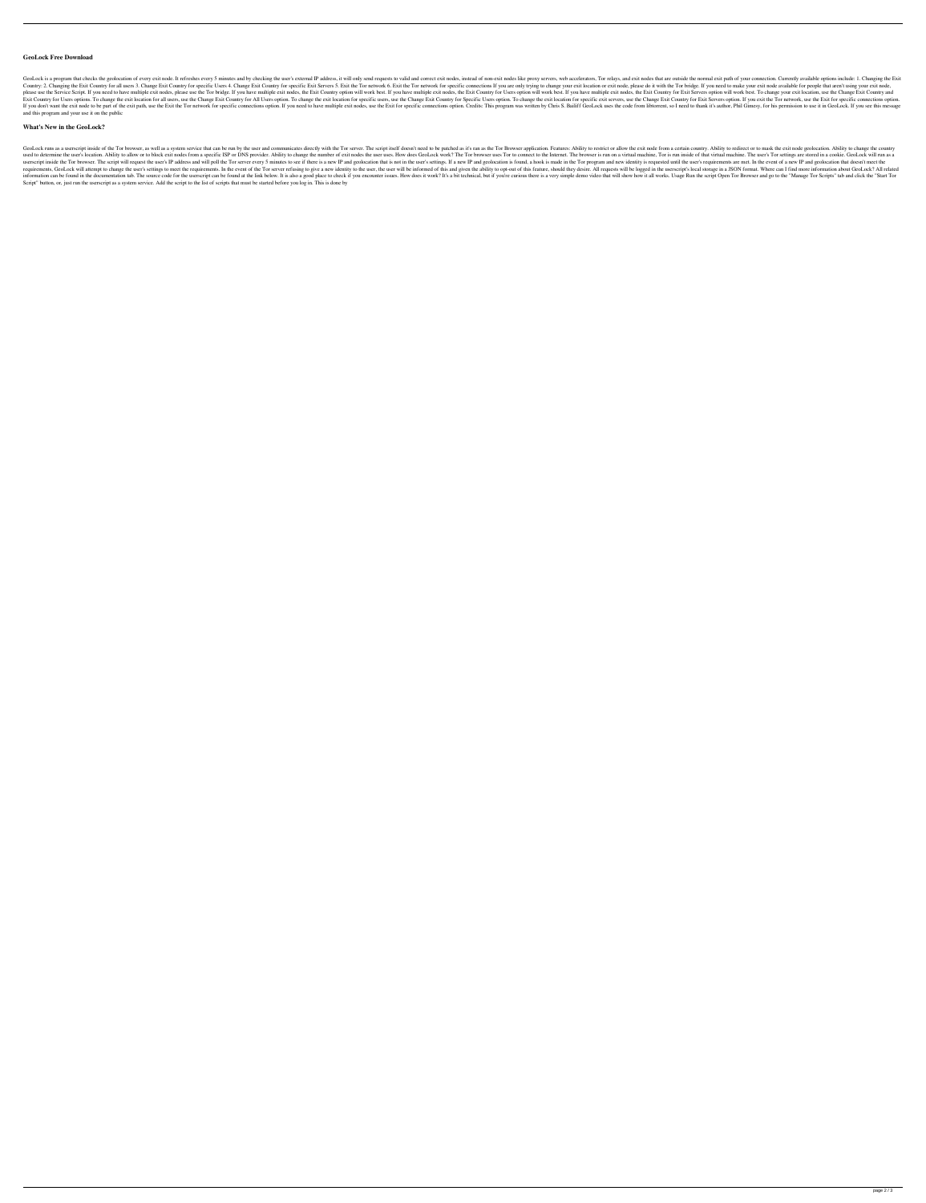### GeoLock Free Download

GeoLock is a program that checks the geolocation of every exit node. It refreshes every 5 minutes and by checking the user's external IP address, it will only send requests to valid and correct exit nodes, instead of non-exit nodes like proxy servers, web accelerators, Tor relays, and exit nodes that are outside the normal exit path of your connection. Currently available options include: 1. Changing the Exit Country: 2. Changing the Exit Country for all users 3. Change Exit Country for specific Users 4. Change Exit Country for specific Exit Servers 5. Exit the Tor network 6. Exit the Tor network for specific connections If you are only trying to change your exit location or exit node, please do it with the Tor bridge. If you need to make your exit node available for people that aren't using your exit node, please use the Service Script. If you need to have multiple exit nodes, please use the Tor bridge. If you have multiple exit nodes, the Exit Country option will work best. If you have multiple exit nodes, the Exit Country for Users option will work best. If you have multiple exit nodes, the Exit Country for Exit Servers option will work best. To change your exit location, use the Change Exit Country and Exit Country for Users options. To change the exit location for all users, use the Change Exit Country for All Users option. To change the exit location for specific users, use the Change Exit Country for Specific Users option. To change the exit location for specific exit servers, use the Change Exit Country for Exit Servers option. If you exit the Tor network, use the Exit for specific connections option. If you don't want the exit node to be part of the exit path, use the Exit the Tor network for specific connections option. If you need to have multiple exit nodes, use the Exit for specific connections option. Credits: This program was written by Chris S. Bailiff GeoLock uses the code from libtorrent, so I need to thank it's author, Phil Gimesy, for his permission to use it in GeoLock. If you see this message and this program and your use it on the public

### What's New in the GeoLock?

GeoLock runs as a userscript inside of the Tor browser, as well as a system service that can be run by the user and communicates directly with the Tor server. The script itself doesn't need to be patched as it's run as the Tor Browser application. Features: Ability to restrict or allow the exit node from a certain country. Ability to redirect or to mask the exit node geolocation. Ability to change the country used to determine the user's location. Ability to allow or to block exit nodes from a specific ISP or DNS provider. Ability to change the number of exit nodes the user uses. How does GeoLock work? The Tor browser uses Tor to connect to the Internet. The browser is run on a virtual machine, Tor is run inside of that virtual machine. The user's Tor settings are stored in a cookie. GeoLock will run as a userscript inside the Tor browser. The script will request the user's IP address and will poll the Tor server every 5 minutes to see if there is a new IP and geolocation that is not in the user's settings. If a new IP and geolocation is found, a hook is made in the Tor program and new identity is requested until the user's requirements are met. In the event of a new IP and geolocation that doesn't meet the requirements, GeoLock will attempt to change the user's settings to meet the requirements. In the event of the Tor server refusing to give a new identity to the user, the user will be informed of this and given the ability to opt-out of this feature, should they desire. All requests will be logged in the userscript's local storage in a JSON format. Where can I find more information about GeoLock? All related information can be found in the documentation tab. The source code for the userscript can be found at the link below. It is also a good place to check if you encounter issues. How does it work? It's a bit technical, but if you're curious there is a very simple demo video that will show how it all works. Usage Run the script Open Tor Browser and go to the "Manage Tor Scripts" tab and click the "Start Tor Script" button, or, just run the userscript as a system service. Add the script to the list of scripts that must be started before you log in. This is done by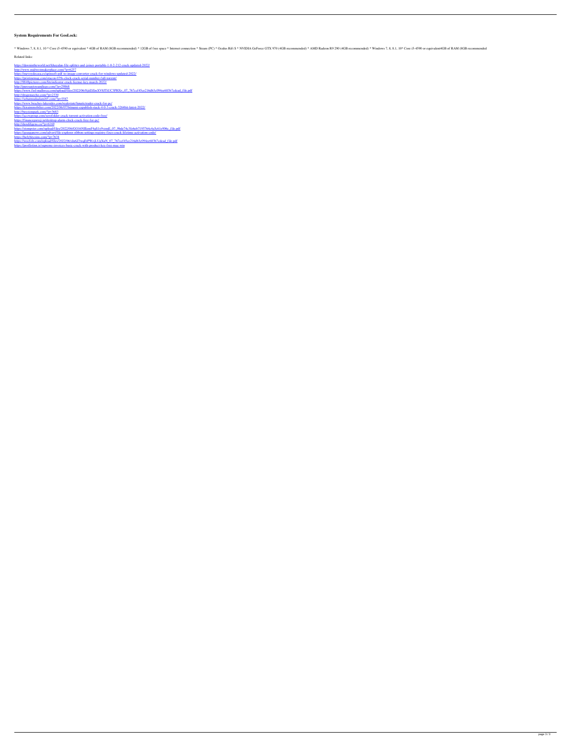### System Requirements For GeoLock:

* Windows 7, 8, 8.1, 10 * Core i5-4590 or equivalent * 4GB of RAM (8GB recommended) * 12GB of free space * Internet connection * Steam (PC) * Oculus Rift S * NVIDIA GeForce GTX 970 (4GB recommended) * AMD Radeon R9 290 (4GB recommended) * Windows 7, 8, 8.1, 10* Core i5-4590 or equivalent4GB of RAM (8GB recommended

Related links:

https://dawnintheworld.net/khayalan-file-splitter-and-joiner-portable-1-0-2-212-crack-updated-2022/
http://www.midwestmakerplace.com/?p=6257
https://nuvocasadecor.com/apinsoft-pdf-to-image-converter-crack-for-windows-updated-2022/
https://pristinemag.com/otacon-039s-clock-crack-serial-number-full-torrent/
http://8848pictures.com/liteindicator-crack-license-key-march-2022/
http://pussyashopsandiego.com/?p=29868
https://www.fsol-mallorca.com/upload/files/2022/06/8jiiDZmXVSJTiUC3PHXv_07_767ecf45ce21fdb3c094ee683b7cdcad_file.pdf
http://dragonsecho.com/?p=2330
https://schatmudaalumni65.com/?p=5587
https://www.beaches-lakesides.com/realestate/lunaticrader-crack-for-pc/
https://kiraimmobilier.com/2022/06/07/bitnami-ezpublish-stack-4-0-3-crack-3264bit-latest-2022/
http://buyzionpark.com/?p=3683
https://accwgroup.com/zerofolder-crack-torrent-activation-code-free/
https://financeguruji.in/desktop-alarm-clock-crack-free-for-pc/
http://dasdiligens.cz/?p=6169
https://stompster.com/upload/files/2022/06/GO16NlEcmF4gS1y9vzmlL_07_9bdc74c3fe6eb7195764c4a5c61e906c_file.pdf
https://geauganews.com/advert/file-explorer-ribbon-settings-registry-fixes-crack-lifetime-activation-code/
https://holybitcoins.com/?p=7634
https://woefolx.com/upload/files/2022/06/s6a6Z3sqEiPWzjLUgXuN_07_767ecf45ce21fdb3c094ee683b7cdcad_file.pdf
https://postlistinn.is/supreme-invoices-basic-crack-with-product-key-free-mac-win